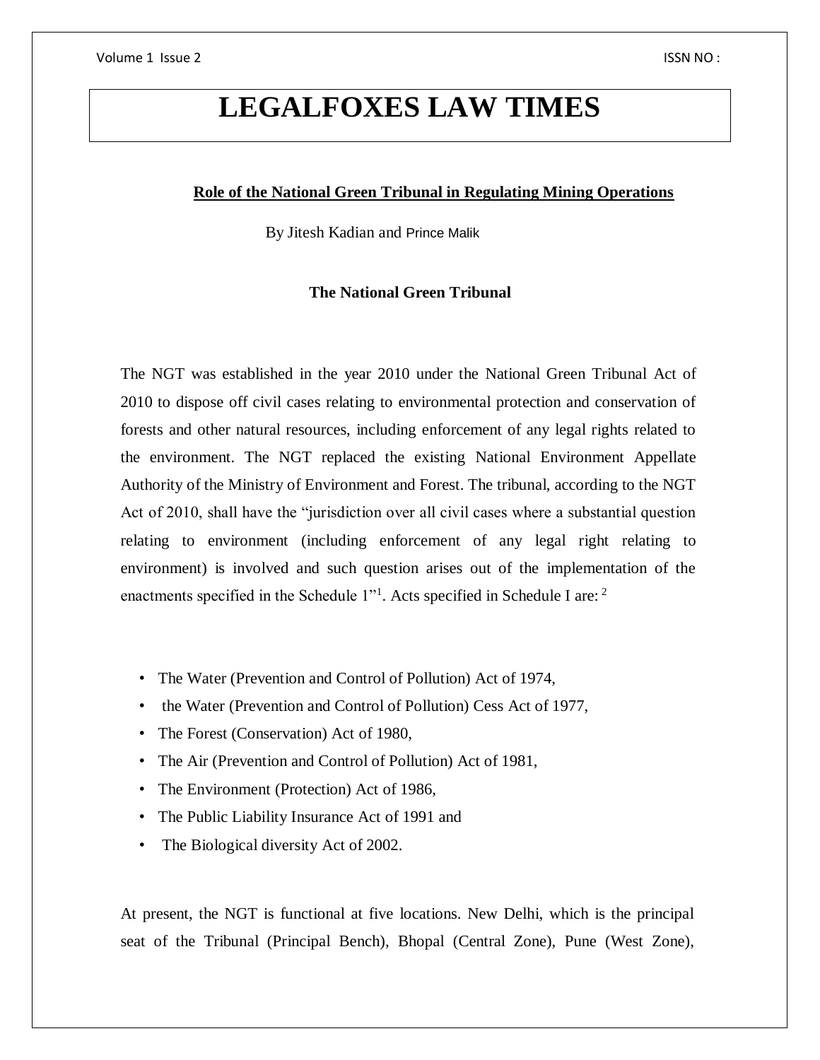# LEGALFOXES LAW TIMES

## Role of the National Green Tribunal in Regulating Mining Operations

By Jitesh Kadian and Prince Malik

### The National Green Tribunal

The NGT was established in the year 2010 under the National Green Tribunal Act of 2010 to dispose off civil cases relating to environmental protection and conservation of forests and other natural resources, including enforcement of any legal rights related to the environment. The NGT replaced the existing National Environment Appellate Authority of the Ministry of Environment and Forest. The tribunal, according to the NGT Act of 2010, shall have the "jurisdiction over all civil cases where a substantial question relating to environment (including enforcement of any legal right relating to environment) is involved and such question arises out of the implementation of the enactments specified in the Schedule 1"[1]. Acts specified in Schedule I are: [2]

- The Water (Prevention and Control of Pollution) Act of 1974,
- the Water (Prevention and Control of Pollution) Cess Act of 1977,
- The Forest (Conservation) Act of 1980,
- The Air (Prevention and Control of Pollution) Act of 1981,
- The Environment (Protection) Act of 1986,
- The Public Liability Insurance Act of 1991 and
- The Biological diversity Act of 2002.

At present, the NGT is functional at five locations. New Delhi, which is the principal seat of the Tribunal (Principal Bench), Bhopal (Central Zone), Pune (West Zone),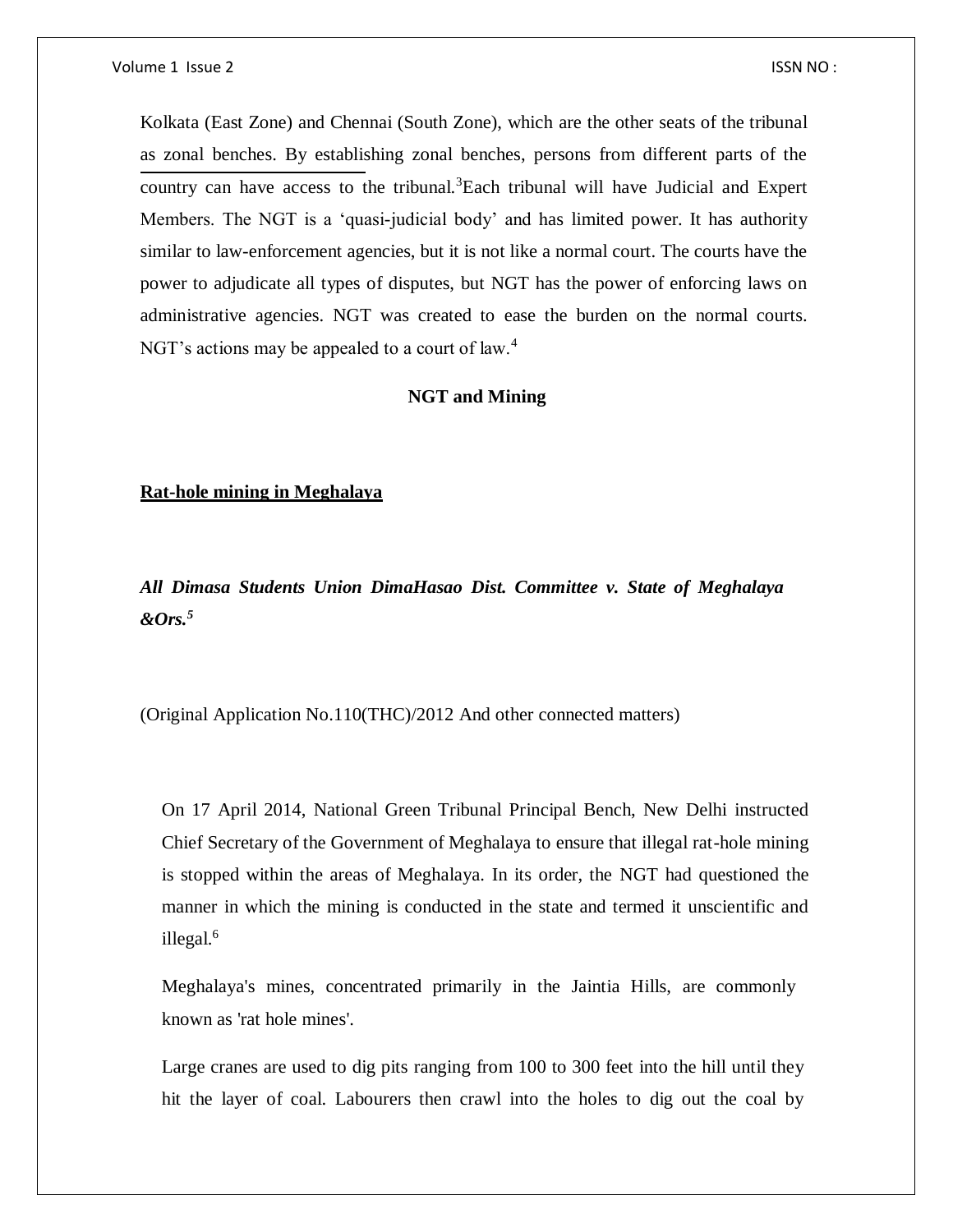Kolkata (East Zone) and Chennai (South Zone), which are the other seats of the tribunal as zonal benches. By establishing zonal benches, persons from different parts of the country can have access to the tribunal.[3] Each tribunal will have Judicial and Expert Members. The NGT is a 'quasi-judicial body' and has limited power. It has authority similar to law-enforcement agencies, but it is not like a normal court. The courts have the power to adjudicate all types of disputes, but NGT has the power of enforcing laws on administrative agencies. NGT was created to ease the burden on the normal courts. NGT's actions may be appealed to a court of law.[4]

## NGT and Mining

### Rat-hole mining in Meghalaya

***All Dimasa Students Union DimaHasao Dist. Committee v. State of Meghalaya &Ors.***[5]

(Original Application No.110(THC)/2012 And other connected matters)

On 17 April 2014, National Green Tribunal Principal Bench, New Delhi instructed Chief Secretary of the Government of Meghalaya to ensure that illegal rat-hole mining is stopped within the areas of Meghalaya. In its order, the NGT had questioned the manner in which the mining is conducted in the state and termed it unscientific and illegal.[6]

Meghalaya's mines, concentrated primarily in the Jaintia Hills, are commonly known as 'rat hole mines'.

Large cranes are used to dig pits ranging from 100 to 300 feet into the hill until they hit the layer of coal. Labourers then crawl into the holes to dig out the coal by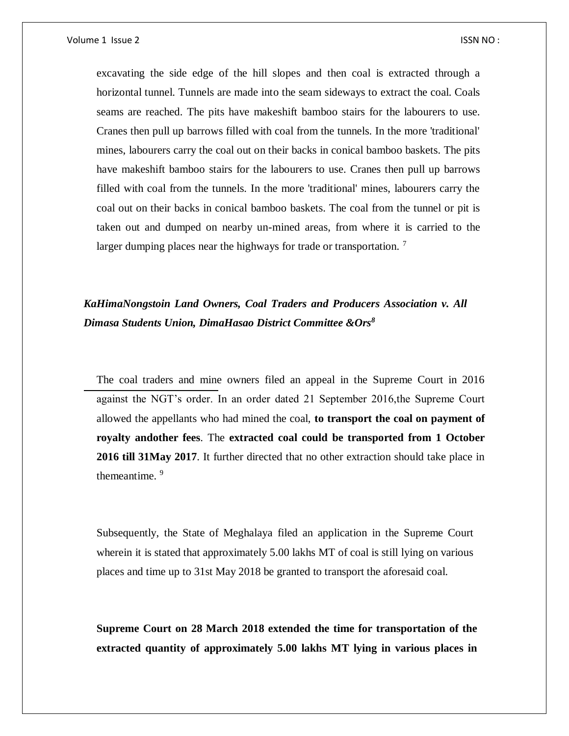excavating the side edge of the hill slopes and then coal is extracted through a horizontal tunnel. Tunnels are made into the seam sideways to extract the coal. Coals seams are reached. The pits have makeshift bamboo stairs for the labourers to use. Cranes then pull up barrows filled with coal from the tunnels. In the more 'traditional' mines, labourers carry the coal out on their backs in conical bamboo baskets. The pits have makeshift bamboo stairs for the labourers to use. Cranes then pull up barrows filled with coal from the tunnels. In the more 'traditional' mines, labourers carry the coal out on their backs in conical bamboo baskets. The coal from the tunnel or pit is taken out and dumped on nearby un-mined areas, from where it is carried to the larger dumping places near the highways for trade or transportation. [7]

***KaHimaNongstoin Land Owners, Coal Traders and Producers Association v. All Dimasa Students Union, DimaHasao District Committee &Ors[8]***

The coal traders and mine owners filed an appeal in the Supreme Court in 2016 against the NGT's order. In an order dated 21 September 2016,the Supreme Court allowed the appellants who had mined the coal, **to transport the coal on payment of royalty andother fees**. The **extracted coal could be transported from 1 October 2016 till 31May 2017**. It further directed that no other extraction should take place in themeantime. [9]

Subsequently, the State of Meghalaya filed an application in the Supreme Court wherein it is stated that approximately 5.00 lakhs MT of coal is still lying on various places and time up to 31st May 2018 be granted to transport the aforesaid coal.

**Supreme Court on 28 March 2018 extended the time for transportation of the extracted quantity of approximately 5.00 lakhs MT lying in various places in**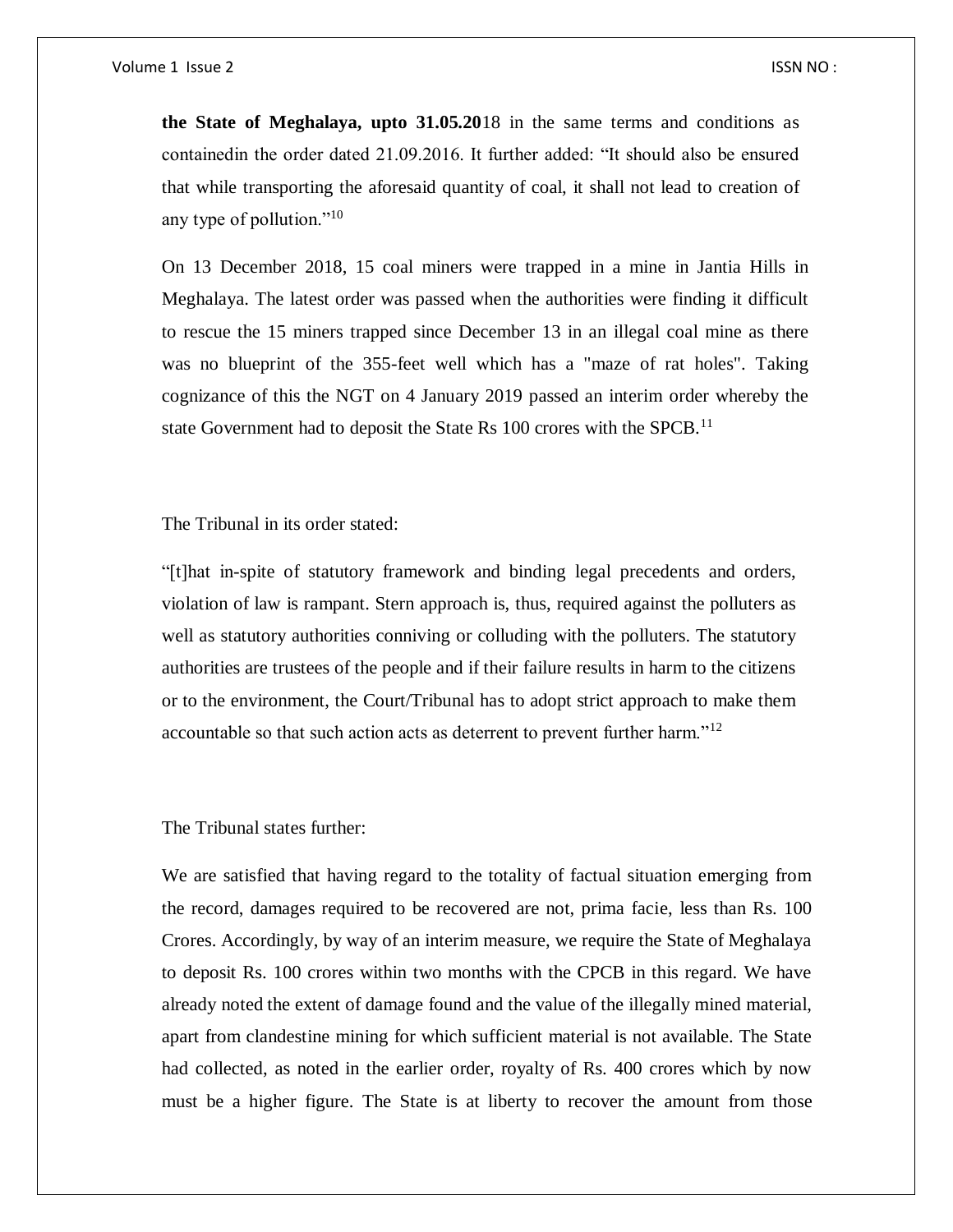**the State of Meghalaya, upto 31.05.20**18 in the same terms and conditions as containedin the order dated 21.09.2016. It further added: "It should also be ensured that while transporting the aforesaid quantity of coal, it shall not lead to creation of any type of pollution."[10]

On 13 December 2018, 15 coal miners were trapped in a mine in Jantia Hills in Meghalaya. The latest order was passed when the authorities were finding it difficult to rescue the 15 miners trapped since December 13 in an illegal coal mine as there was no blueprint of the 355-feet well which has a "maze of rat holes". Taking cognizance of this the NGT on 4 January 2019 passed an interim order whereby the state Government had to deposit the State Rs 100 crores with the SPCB.[11]

The Tribunal in its order stated:

"[t]hat in-spite of statutory framework and binding legal precedents and orders, violation of law is rampant. Stern approach is, thus, required against the polluters as well as statutory authorities conniving or colluding with the polluters. The statutory authorities are trustees of the people and if their failure results in harm to the citizens or to the environment, the Court/Tribunal has to adopt strict approach to make them accountable so that such action acts as deterrent to prevent further harm."[12]

The Tribunal states further:

We are satisfied that having regard to the totality of factual situation emerging from the record, damages required to be recovered are not, prima facie, less than Rs. 100 Crores. Accordingly, by way of an interim measure, we require the State of Meghalaya to deposit Rs. 100 crores within two months with the CPCB in this regard. We have already noted the extent of damage found and the value of the illegally mined material, apart from clandestine mining for which sufficient material is not available. The State had collected, as noted in the earlier order, royalty of Rs. 400 crores which by now must be a higher figure. The State is at liberty to recover the amount from those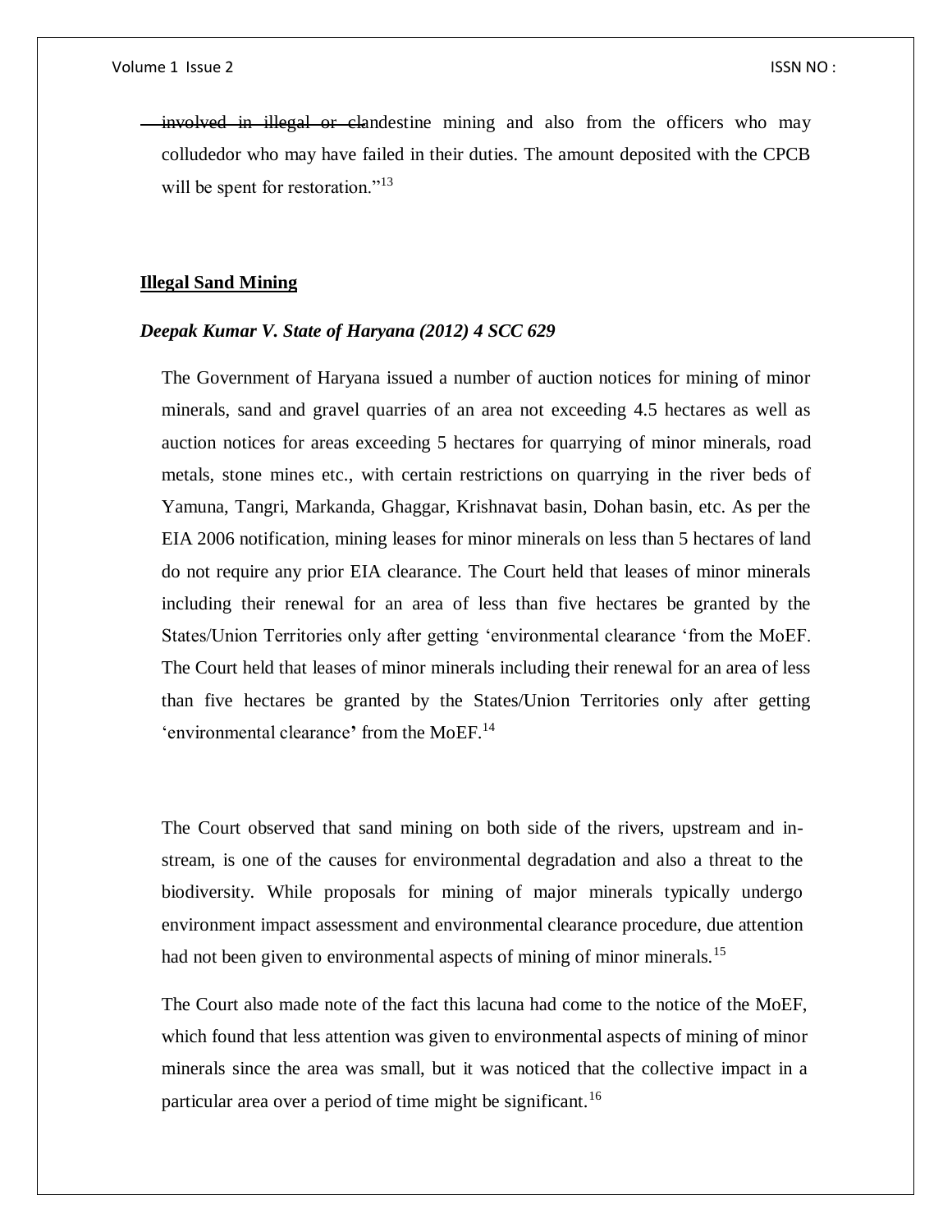involved in illegal or clandestine mining and also from the officers who may colludedor who may have failed in their duties. The amount deposited with the CPCB will be spent for restoration."[13]

**Illegal Sand Mining**

***Deepak Kumar V. State of Haryana (2012) 4 SCC 629***

The Government of Haryana issued a number of auction notices for mining of minor minerals, sand and gravel quarries of an area not exceeding 4.5 hectares as well as auction notices for areas exceeding 5 hectares for quarrying of minor minerals, road metals, stone mines etc., with certain restrictions on quarrying in the river beds of Yamuna, Tangri, Markanda, Ghaggar, Krishnavat basin, Dohan basin, etc. As per the EIA 2006 notification, mining leases for minor minerals on less than 5 hectares of land do not require any prior EIA clearance. The Court held that leases of minor minerals including their renewal for an area of less than five hectares be granted by the States/Union Territories only after getting 'environmental clearance 'from the MoEF. The Court held that leases of minor minerals including their renewal for an area of less than five hectares be granted by the States/Union Territories only after getting 'environmental clearance' from the MoEF.[14]

The Court observed that sand mining on both side of the rivers, upstream and in-stream, is one of the causes for environmental degradation and also a threat to the biodiversity. While proposals for mining of major minerals typically undergo environment impact assessment and environmental clearance procedure, due attention had not been given to environmental aspects of mining of minor minerals.[15]

The Court also made note of the fact this lacuna had come to the notice of the MoEF, which found that less attention was given to environmental aspects of mining of minor minerals since the area was small, but it was noticed that the collective impact in a particular area over a period of time might be significant.[16]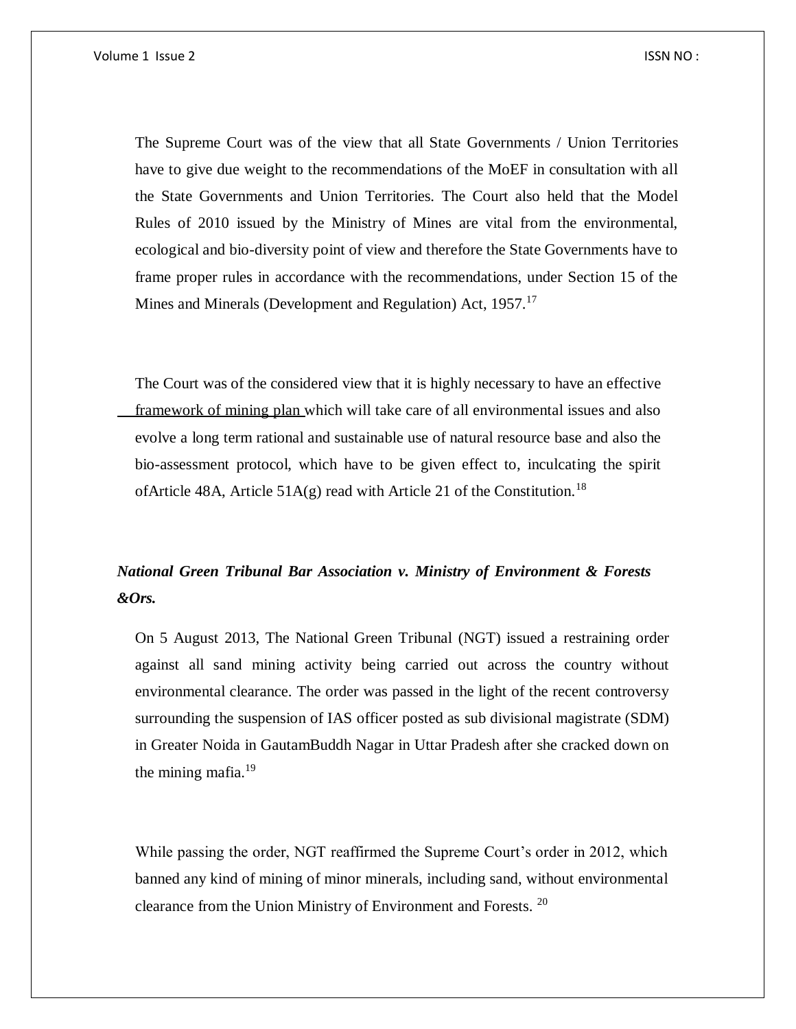The Supreme Court was of the view that all State Governments / Union Territories have to give due weight to the recommendations of the MoEF in consultation with all the State Governments and Union Territories. The Court also held that the Model Rules of 2010 issued by the Ministry of Mines are vital from the environmental, ecological and bio-diversity point of view and therefore the State Governments have to frame proper rules in accordance with the recommendations, under Section 15 of the Mines and Minerals (Development and Regulation) Act, 1957.[17]

The Court was of the considered view that it is highly necessary to have an effective framework of mining plan which will take care of all environmental issues and also evolve a long term rational and sustainable use of natural resource base and also the bio-assessment protocol, which have to be given effect to, inculcating the spirit ofArticle 48A, Article 51A(g) read with Article 21 of the Constitution.[18]

***National Green Tribunal Bar Association v. Ministry of Environment & Forests &Ors.***

On 5 August 2013, The National Green Tribunal (NGT) issued a restraining order against all sand mining activity being carried out across the country without environmental clearance. The order was passed in the light of the recent controversy surrounding the suspension of IAS officer posted as sub divisional magistrate (SDM) in Greater Noida in GautamBuddh Nagar in Uttar Pradesh after she cracked down on the mining mafia.[19]

While passing the order, NGT reaffirmed the Supreme Court's order in 2012, which banned any kind of mining of minor minerals, including sand, without environmental clearance from the Union Ministry of Environment and Forests.[20]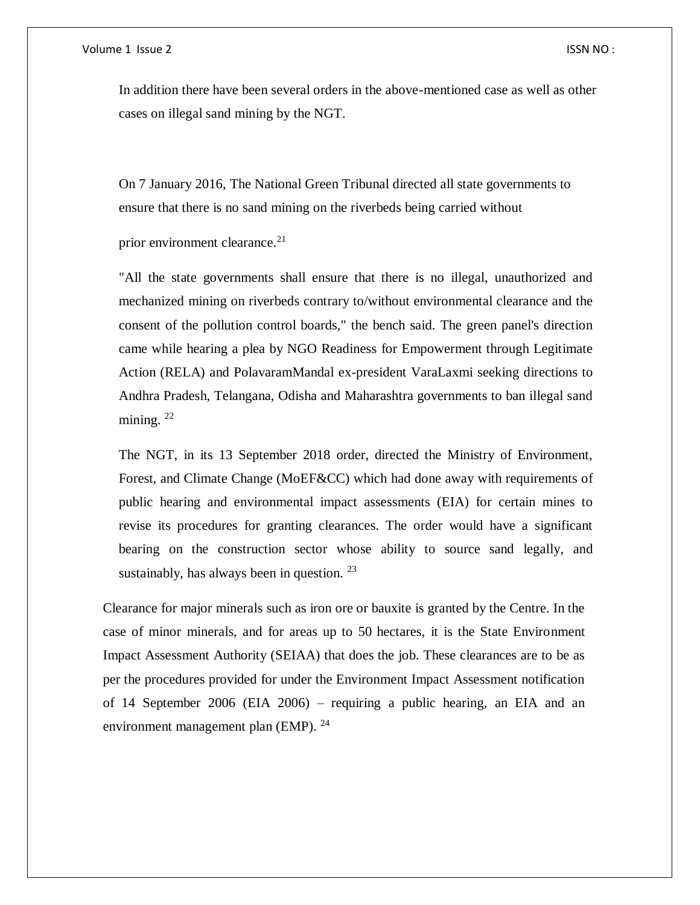In addition there have been several orders in the above-mentioned case as well as other cases on illegal sand mining by the NGT.

On 7 January 2016, The National Green Tribunal directed all state governments to ensure that there is no sand mining on the riverbeds being carried without

prior environment clearance.[21]

"All the state governments shall ensure that there is no illegal, unauthorized and mechanized mining on riverbeds contrary to/without environmental clearance and the consent of the pollution control boards," the bench said. The green panel's direction came while hearing a plea by NGO Readiness for Empowerment through Legitimate Action (RELA) and PolavaramMandal ex-president VaraLaxmi seeking directions to Andhra Pradesh, Telangana, Odisha and Maharashtra governments to ban illegal sand mining. [22]

The NGT, in its 13 September 2018 order, directed the Ministry of Environment, Forest, and Climate Change (MoEF&CC) which had done away with requirements of public hearing and environmental impact assessments (EIA) for certain mines to revise its procedures for granting clearances. The order would have a significant bearing on the construction sector whose ability to source sand legally, and sustainably, has always been in question. [23]

Clearance for major minerals such as iron ore or bauxite is granted by the Centre. In the case of minor minerals, and for areas up to 50 hectares, it is the State Environment Impact Assessment Authority (SEIAA) that does the job. These clearances are to be as per the procedures provided for under the Environment Impact Assessment notification of 14 September 2006 (EIA 2006) – requiring a public hearing, an EIA and an environment management plan (EMP). [24]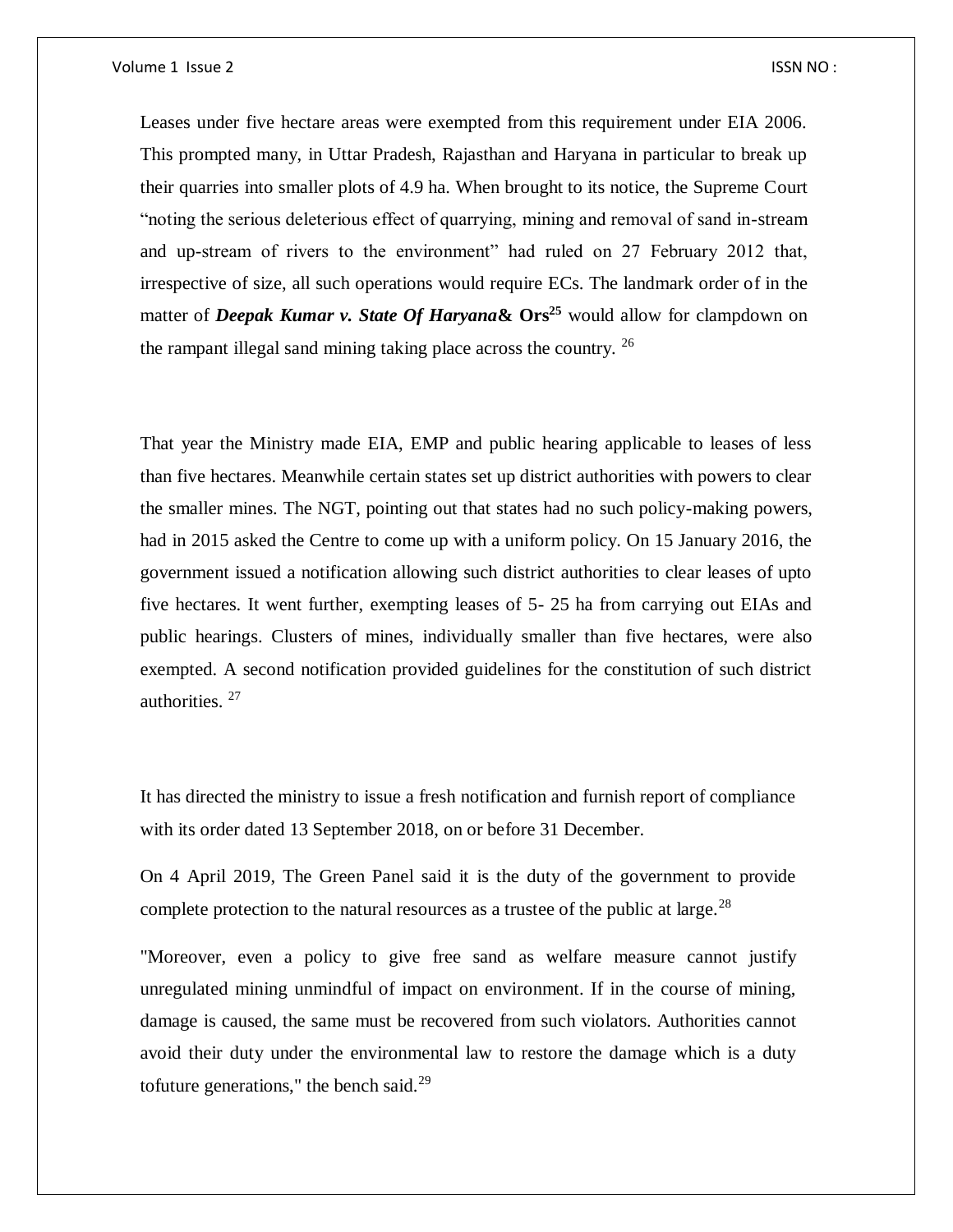Leases under five hectare areas were exempted from this requirement under EIA 2006. This prompted many, in Uttar Pradesh, Rajasthan and Haryana in particular to break up their quarries into smaller plots of 4.9 ha. When brought to its notice, the Supreme Court "noting the serious deleterious effect of quarrying, mining and removal of sand in-stream and up-stream of rivers to the environment" had ruled on 27 February 2012 that, irrespective of size, all such operations would require ECs. The landmark order of in the matter of ***Deepak Kumar v. State Of Haryana*& Ors**[25] would allow for clampdown on the rampant illegal sand mining taking place across the country. [26]

That year the Ministry made EIA, EMP and public hearing applicable to leases of less than five hectares. Meanwhile certain states set up district authorities with powers to clear the smaller mines. The NGT, pointing out that states had no such policy-making powers, had in 2015 asked the Centre to come up with a uniform policy. On 15 January 2016, the government issued a notification allowing such district authorities to clear leases of upto five hectares. It went further, exempting leases of 5- 25 ha from carrying out EIAs and public hearings. Clusters of mines, individually smaller than five hectares, were also exempted. A second notification provided guidelines for the constitution of such district authorities. [27]

It has directed the ministry to issue a fresh notification and furnish report of compliance with its order dated 13 September 2018, on or before 31 December.

On 4 April 2019, The Green Panel said it is the duty of the government to provide complete protection to the natural resources as a trustee of the public at large.[28]

"Moreover, even a policy to give free sand as welfare measure cannot justify unregulated mining unmindful of impact on environment. If in the course of mining, damage is caused, the same must be recovered from such violators. Authorities cannot avoid their duty under the environmental law to restore the damage which is a duty tofuture generations," the bench said.[29]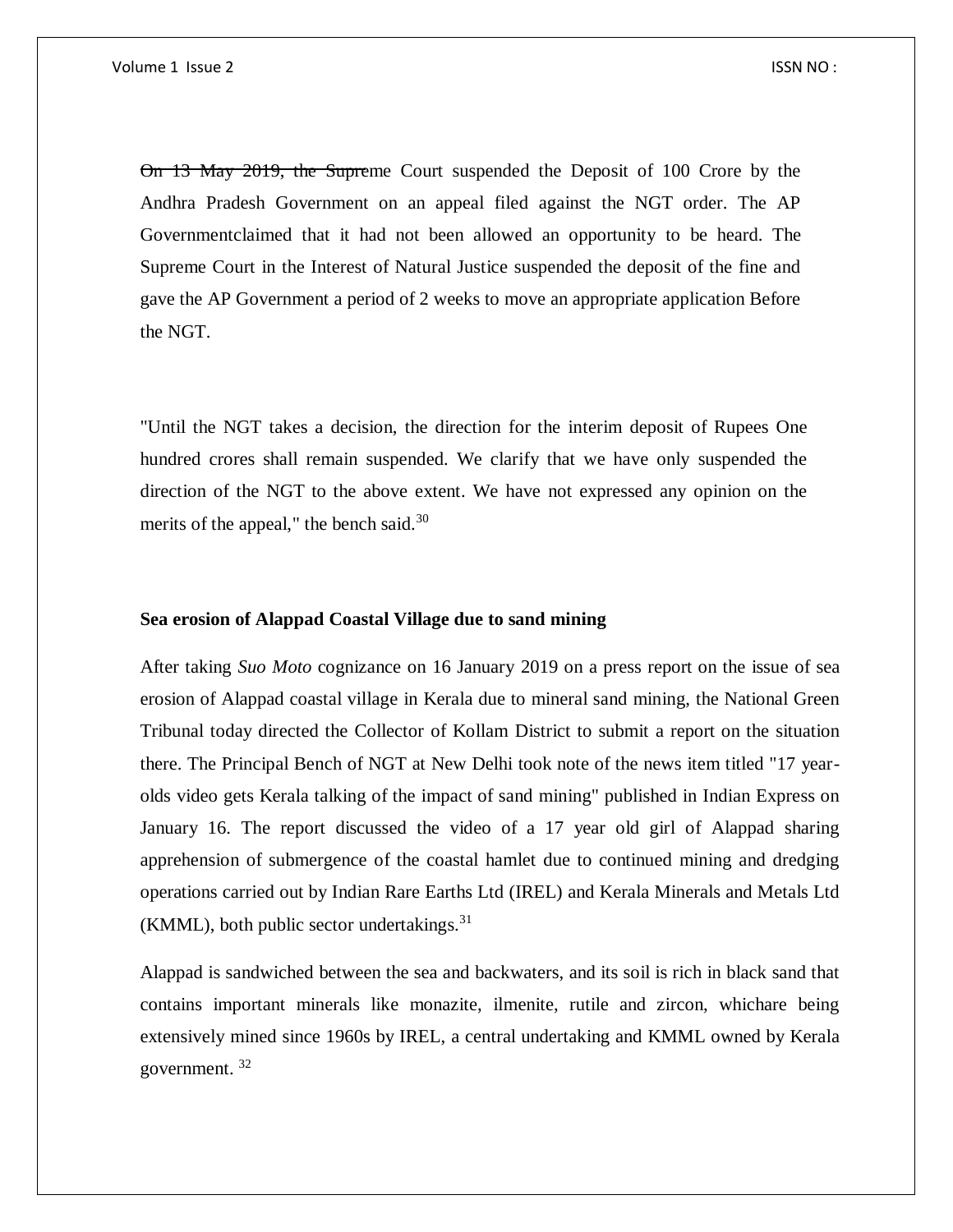On 13 May 2019, the Supreme Court suspended the Deposit of 100 Crore by the Andhra Pradesh Government on an appeal filed against the NGT order. The AP Governmentclaimed that it had not been allowed an opportunity to be heard. The Supreme Court in the Interest of Natural Justice suspended the deposit of the fine and gave the AP Government a period of 2 weeks to move an appropriate application Before the NGT.

"Until the NGT takes a decision, the direction for the interim deposit of Rupees One hundred crores shall remain suspended. We clarify that we have only suspended the direction of the NGT to the above extent. We have not expressed any opinion on the merits of the appeal," the bench said.[30]

**Sea erosion of Alappad Coastal Village due to sand mining**

After taking *Suo Moto* cognizance on 16 January 2019 on a press report on the issue of sea erosion of Alappad coastal village in Kerala due to mineral sand mining, the National Green Tribunal today directed the Collector of Kollam District to submit a report on the situation there. The Principal Bench of NGT at New Delhi took note of the news item titled "17 year-olds video gets Kerala talking of the impact of sand mining" published in Indian Express on January 16. The report discussed the video of a 17 year old girl of Alappad sharing apprehension of submergence of the coastal hamlet due to continued mining and dredging operations carried out by Indian Rare Earths Ltd (IREL) and Kerala Minerals and Metals Ltd (KMML), both public sector undertakings.[31]

Alappad is sandwiched between the sea and backwaters, and its soil is rich in black sand that contains important minerals like monazite, ilmenite, rutile and zircon, whichare being extensively mined since 1960s by IREL, a central undertaking and KMML owned by Kerala government. [32]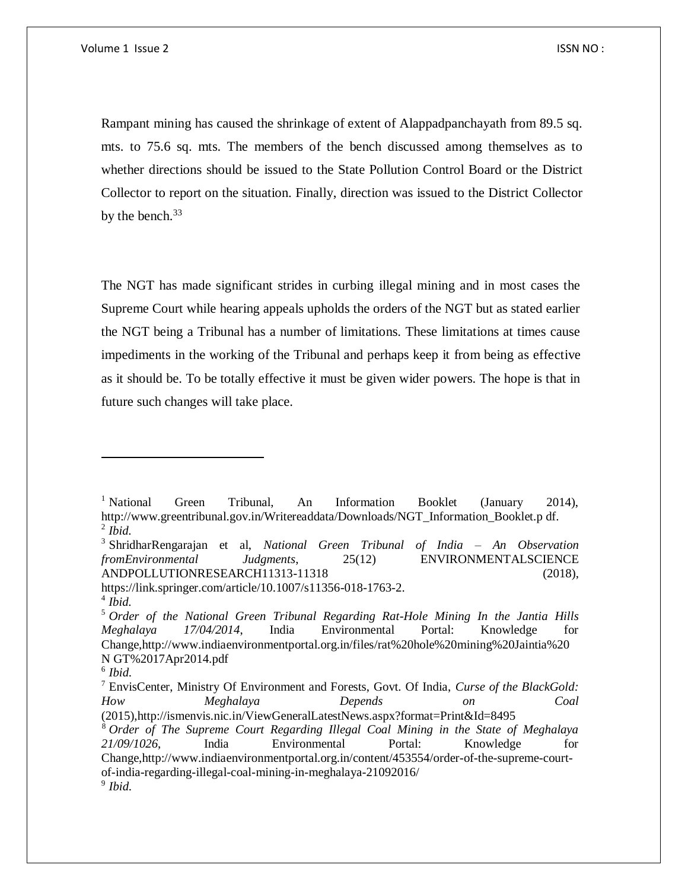Rampant mining has caused the shrinkage of extent of Alappadpanchayath from 89.5 sq. mts. to 75.6 sq. mts. The members of the bench discussed among themselves as to whether directions should be issued to the State Pollution Control Board or the District Collector to report on the situation. Finally, direction was issued to the District Collector by the bench.[33]

The NGT has made significant strides in curbing illegal mining and in most cases the Supreme Court while hearing appeals upholds the orders of the NGT but as stated earlier the NGT being a Tribunal has a number of limitations. These limitations at times cause impediments in the working of the Tribunal and perhaps keep it from being as effective as it should be. To be totally effective it must be given wider powers. The hope is that in future such changes will take place.

---

[1] National Green Tribunal, An Information Booklet (January 2014), http://www.greentribunal.gov.in/Writereaddata/Downloads/NGT_Information_Booklet.p df.

[2] *Ibid.*

[3] ShridharRengarajan et al, *National Green Tribunal of India – An Observation fromEnvironmental Judgments*, 25(12) ENVIRONMENTALSCIENCE ANDPOLLUTIONRESEARCH11313-11318 (2018), https://link.springer.com/article/10.1007/s11356-018-1763-2.

[4] *Ibid.*

[5] *Order of the National Green Tribunal Regarding Rat-Hole Mining In the Jantia Hills Meghalaya 17/04/2014*, India Environmental Portal: Knowledge for Change,http://www.indiaenvironmentportal.org.in/files/rat%20hole%20mining%20Jaintia%20N GT%2017Apr2014.pdf

[6] *Ibid.*

[7] EnvisCenter, Ministry Of Environment and Forests, Govt. Of India, *Curse of the BlackGold: How Meghalaya Depends on Coal* (2015),http://ismenvis.nic.in/ViewGeneralLatestNews.aspx?format=Print&Id=8495

[8] *Order of The Supreme Court Regarding Illegal Coal Mining in the State of Meghalaya 21/09/1026*, India Environmental Portal: Knowledge for Change,http://www.indiaenvironmentportal.org.in/content/453554/order-of-the-supreme-court-of-india-regarding-illegal-coal-mining-in-meghalaya-21092016/

[9] *Ibid.*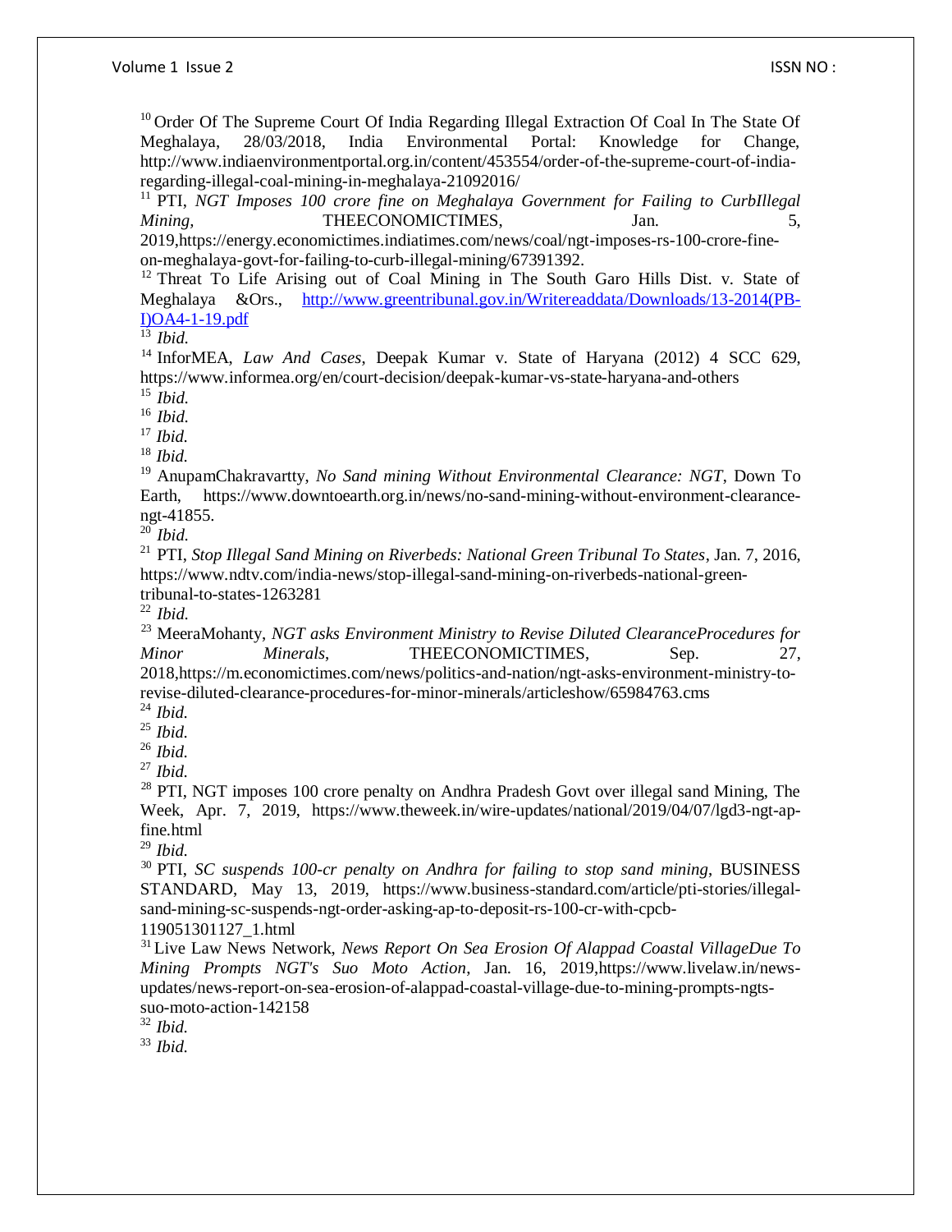[10] Order Of The Supreme Court Of India Regarding Illegal Extraction Of Coal In The State Of Meghalaya, 28/03/2018, India Environmental Portal: Knowledge for Change, http://www.indiaenvironmentportal.org.in/content/453554/order-of-the-supreme-court-of-india-regarding-illegal-coal-mining-in-meghalaya-21092016/

[11] PTI, *NGT Imposes 100 crore fine on Meghalaya Government for Failing to CurbIllegal Mining,* THEECONOMICTIMES, Jan. 5, 2019,https://energy.economictimes.indiatimes.com/news/coal/ngt-imposes-rs-100-crore-fine-on-meghalaya-govt-for-failing-to-curb-illegal-mining/67391392.

[12] Threat To Life Arising out of Coal Mining in The South Garo Hills Dist. v. State of Meghalaya &Ors., http://www.greentribunal.gov.in/Writereaddata/Downloads/13-2014(PB-I)OA4-1-19.pdf

[13] *Ibid.*

[14] InforMEA, *Law And Cases*, Deepak Kumar v. State of Haryana (2012) 4 SCC 629, https://www.informea.org/en/court-decision/deepak-kumar-vs-state-haryana-and-others

[15] *Ibid.*

[16] *Ibid.*

[17] *Ibid.*

[18] *Ibid.*

[19] AnupamChakravartty, *No Sand mining Without Environmental Clearance: NGT*, Down To Earth, https://www.downtoearth.org.in/news/no-sand-mining-without-environment-clearance-ngt-41855.

[20] *Ibid.*

[21] PTI, *Stop Illegal Sand Mining on Riverbeds: National Green Tribunal To States*, Jan. 7, 2016, https://www.ndtv.com/india-news/stop-illegal-sand-mining-on-riverbeds-national-green-tribunal-to-states-1263281

[22] *Ibid.*

[23] MeeraMohanty, *NGT asks Environment Ministry to Revise Diluted ClearanceProcedures for Minor Minerals*, THEECONOMICTIMES, Sep. 27, 2018,https://m.economictimes.com/news/politics-and-nation/ngt-asks-environment-ministry-to-revise-diluted-clearance-procedures-for-minor-minerals/articleshow/65984763.cms

[24] *Ibid.*

[25] *Ibid.*

[26] *Ibid.*

[27] *Ibid.*

[28] PTI, NGT imposes 100 crore penalty on Andhra Pradesh Govt over illegal sand Mining, The Week, Apr. 7, 2019, https://www.theweek.in/wire-updates/national/2019/04/07/lgd3-ngt-ap-fine.html

[29] *Ibid.*

[30] PTI, *SC suspends 100-cr penalty on Andhra for failing to stop sand mining*, BUSINESS STANDARD, May 13, 2019, https://www.business-standard.com/article/pti-stories/illegal-sand-mining-sc-suspends-ngt-order-asking-ap-to-deposit-rs-100-cr-with-cpcb-119051301127_1.html

[31] Live Law News Network, *News Report On Sea Erosion Of Alappad Coastal VillageDue To Mining Prompts NGT's Suo Moto Action*, Jan. 16, 2019,https://www.livelaw.in/news-updates/news-report-on-sea-erosion-of-alappad-coastal-village-due-to-mining-prompts-ngts-suo-moto-action-142158

[32] *Ibid.*

[33] *Ibid.*